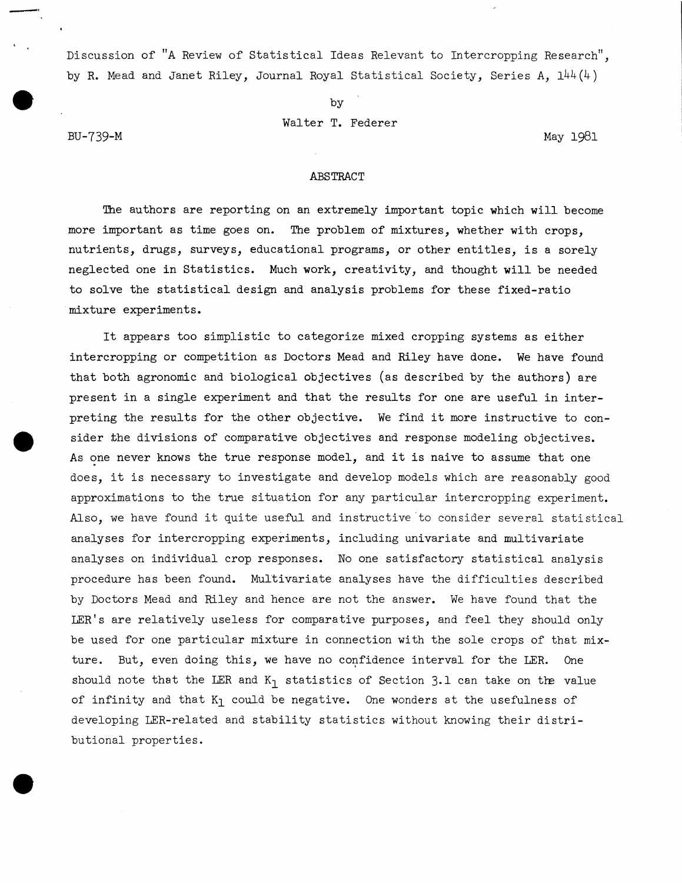Discussion of "A Review of Statistical Ideas Relevant to Intercropping Research", by R. Mead and Janet Riley, Journal Royal Statistical Society, Series A, 144(4)

by

Walter T. Federer

BU-739-M

May 1981

## ABSTRACT

The authors are reporting on an extremely important topic which will become more important as time goes on. The problem of mixtures, whether with crops, nutrients, drugs, surveys, educational programs, or other entitles, is a sorely neglected one in Statistics. Much work, creativity, and thought will be needed to solve the statistical design and analysis problems for these fixed-ratio mixture experiments.

It appears too simplistic to categorize mixed cropping systems as either intercropping or competition as Doctors Mead and Riley have done. We have found that both agronomic and biological objectives (as described by the authors) are present in a single experiment and that the results for one are useful in interpreting the results for the other objective. We find it more instructive to consider the divisions of comparative objectives and response modeling objectives. As one never knows the true response model, and it is naive to assume that one does, it is necessary to investigate and develop models which are reasonably good approximations to the true situation for any particular intercropping experiment. Also, we have found it quite useful and instructive to consider several statistical analyses for intercropping experiments, including univariate and multivariate analyses on individual crop responses. No one satisfactory statistical analysis procedure has been found. Multivariate analyses have the difficulties described by Doctors Mead and Riley and hence are not the answer. We have found that the LER's are relatively useless for comparative purposes, and feel they should only be used for one particular mixture in connection with the sole crops of that mixture. But, even doing this, we have no confidence interval for the LER. One should note that the LER and $K_1$ statistics of Section 3.1 can take on the value of infinity and that $K_1$ could be negative. One wonders at the usefulness of developing LER-related and stability statistics without knowing their distributional properties.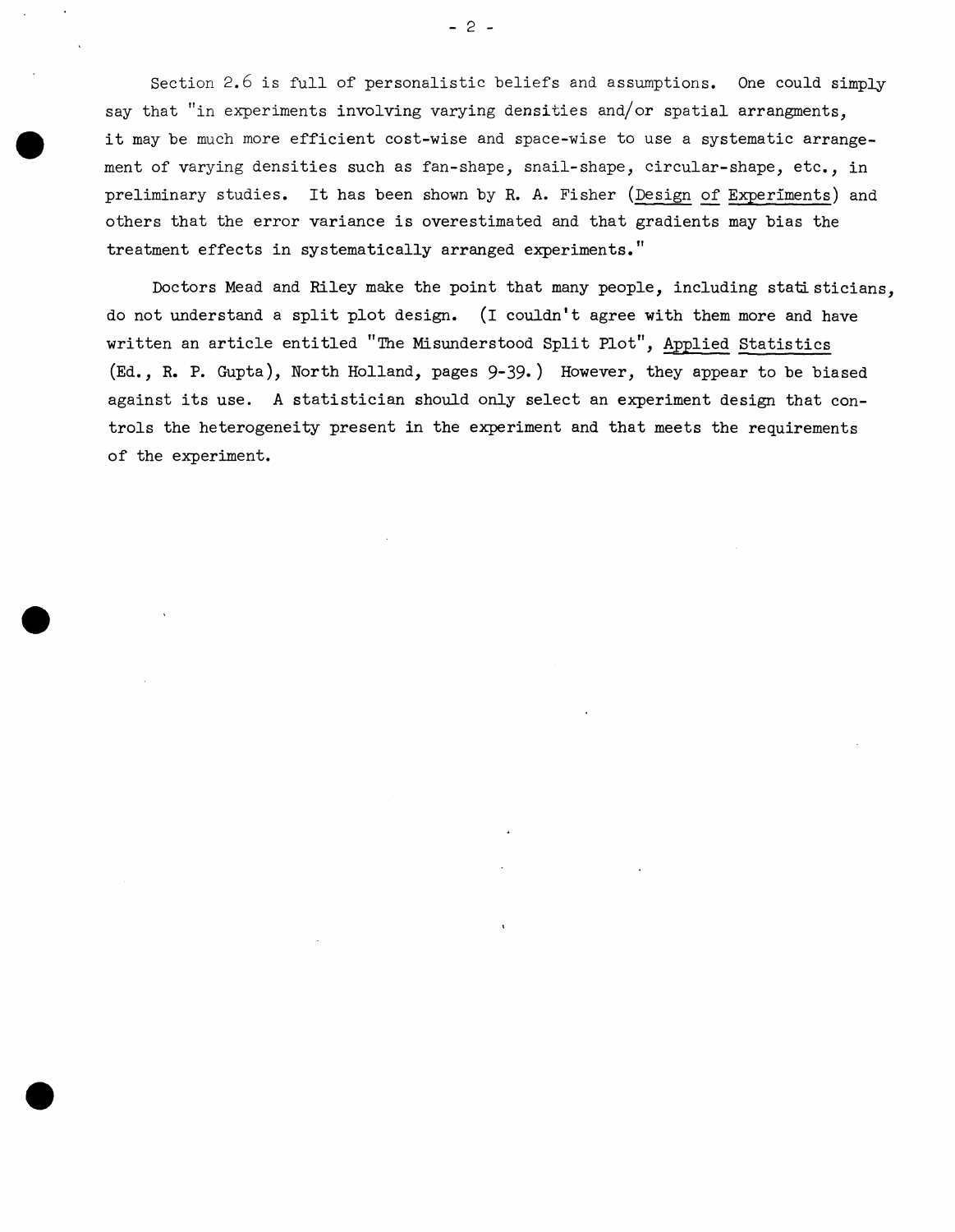Section 2.6 is full of personalistic beliefs and assumptions. One could simply say that "in experiments involving varying densities and/or spatial arrangments, it may be much more efficient cost-wise and space-wise to use a systematic arrangement of varying densities such as fan-shape, snail-shape, circular-shape, etc., in preliminary studies. It has been shown by R. A. Fisher (Design of Experiments) and others that the error variance is overestimated and that gradients may bias the treatment effects in systematically arranged experiments."

Doctors Mead and Riley make the point that many people, including statisticians, do not understand a split plot design. (I couldn't agree with them more and have written an article entitled "The Misunderstood Split Plot", Applied Statistics (Ed., R. P. Gupta), North Holland, pages 9-39.) However, they appear to be biased against its use. A statistician should only select an experiment design that controls the heterogeneity present in the experiment and that meets the requirements of the experiment.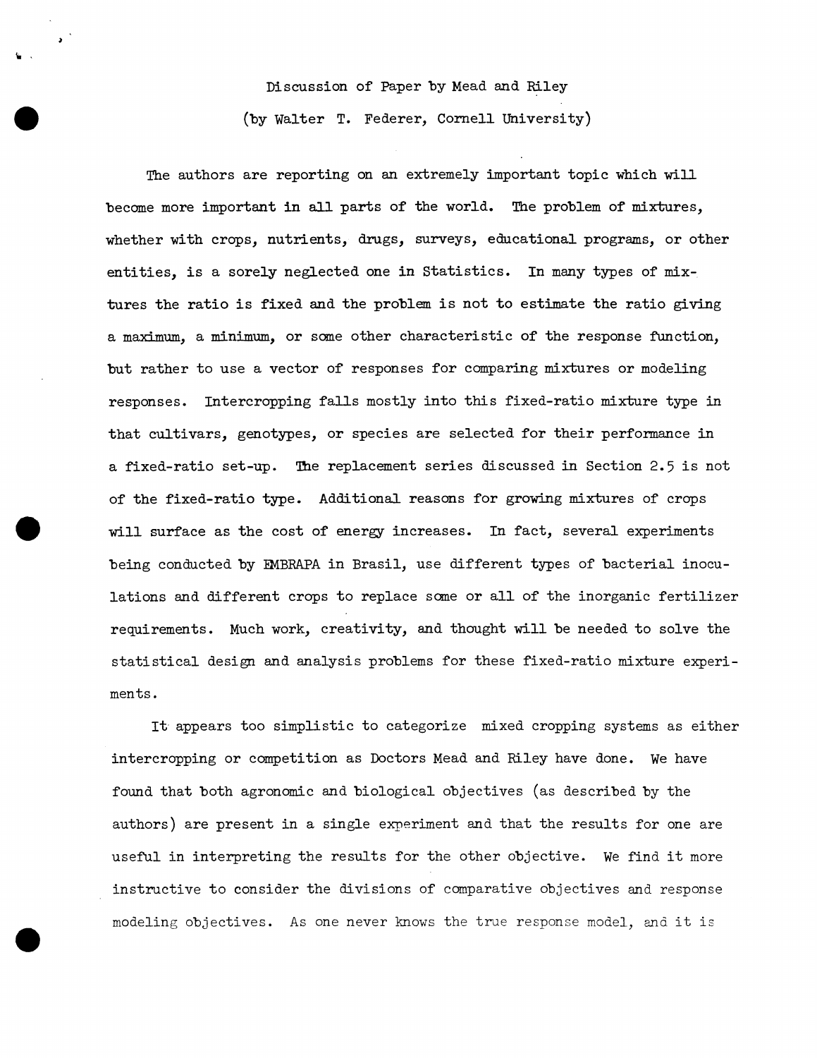Discussion of Paper by Mead and Riley

(by Walter T. Federer, Cornell University)

The authors are reporting on an extremely important topic which will become more important in all parts of the world. The problem of mixtures, whether with crops, nutrients, drugs, surveys, educational programs, or other entities, is a sorely neglected one in Statistics. In many types of mixtures the ratio is fixed and the problem is not to estimate the ratio giving a maximum, a minimum, or some other characteristic of the response function, but rather to use a vector of responses for comparing mixtures or modeling responses. Intercropping falls mostly into this fixed-ratio mixture type in that cultivars, genotypes, or species are selected for their performance in a fixed-ratio set-up. The replacement series discussed in Section 2.5 is not of the fixed-ratio type. Additional reasons for growing mixtures of crops will surface as the cost of energy increases. In fact, several experiments being conducted by EMBRAPA in Brasil, use different types of bacterial inoculations and different crops to replace some or all of the inorganic fertilizer requirements. Much work, creativity, and thought will be needed to solve the statistical design and analysis problems for these fixed-ratio mixture experiments.

It appears too simplistic to categorize mixed cropping systems as either intercropping or competition as Doctors Mead and Riley have done. We have found that both agronomic and biological objectives (as described by the authors) are present in a single experiment and that the results for one are useful in interpreting the results for the other objective. We find it more instructive to consider the divisions of comparative objectives and response modeling objectives. As one never knows the true response model, and it is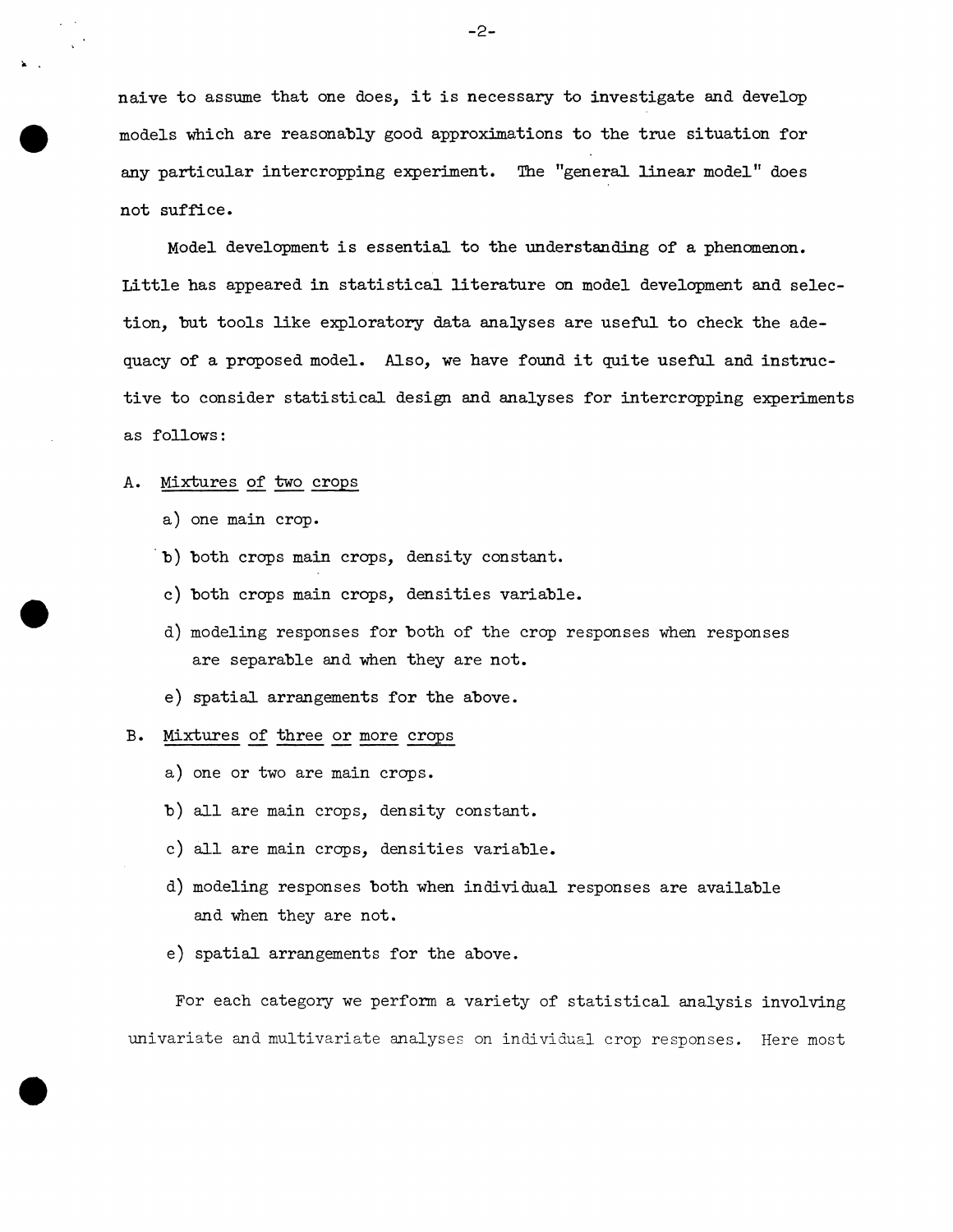naive to assume that one does, it is necessary to investigate and develop models which are reasonably good approximations to the true situation for any particular intercropping experiment. The "general linear model" does not suffice.

Model development is essential to the understanding of a phenomenon. Little has appeared in statistical literature on model development and selection, but tools like exploratory data analyses are useful to check the adequacy of a proposed model. Also, we have found it quite useful and instructive to consider statistical design and analyses for intercropping experiments as follows:

A. <u>Mixtures of two crops</u>

   a) one main crop.

   b) both crops main crops, density constant.

   c) both crops main crops, densities variable.

   d) modeling responses for both of the crop responses when responses are separable and when they are not.

   e) spatial arrangements for the above.

B. <u>Mixtures of three or more crops</u>

   a) one or two are main crops.

   b) all are main crops, density constant.

   c) all are main crops, densities variable.

   d) modeling responses both when individual responses are available and when they are not.

   e) spatial arrangements for the above.

For each category we perform a variety of statistical analysis involving univariate and multivariate analyses on individual crop responses. Here most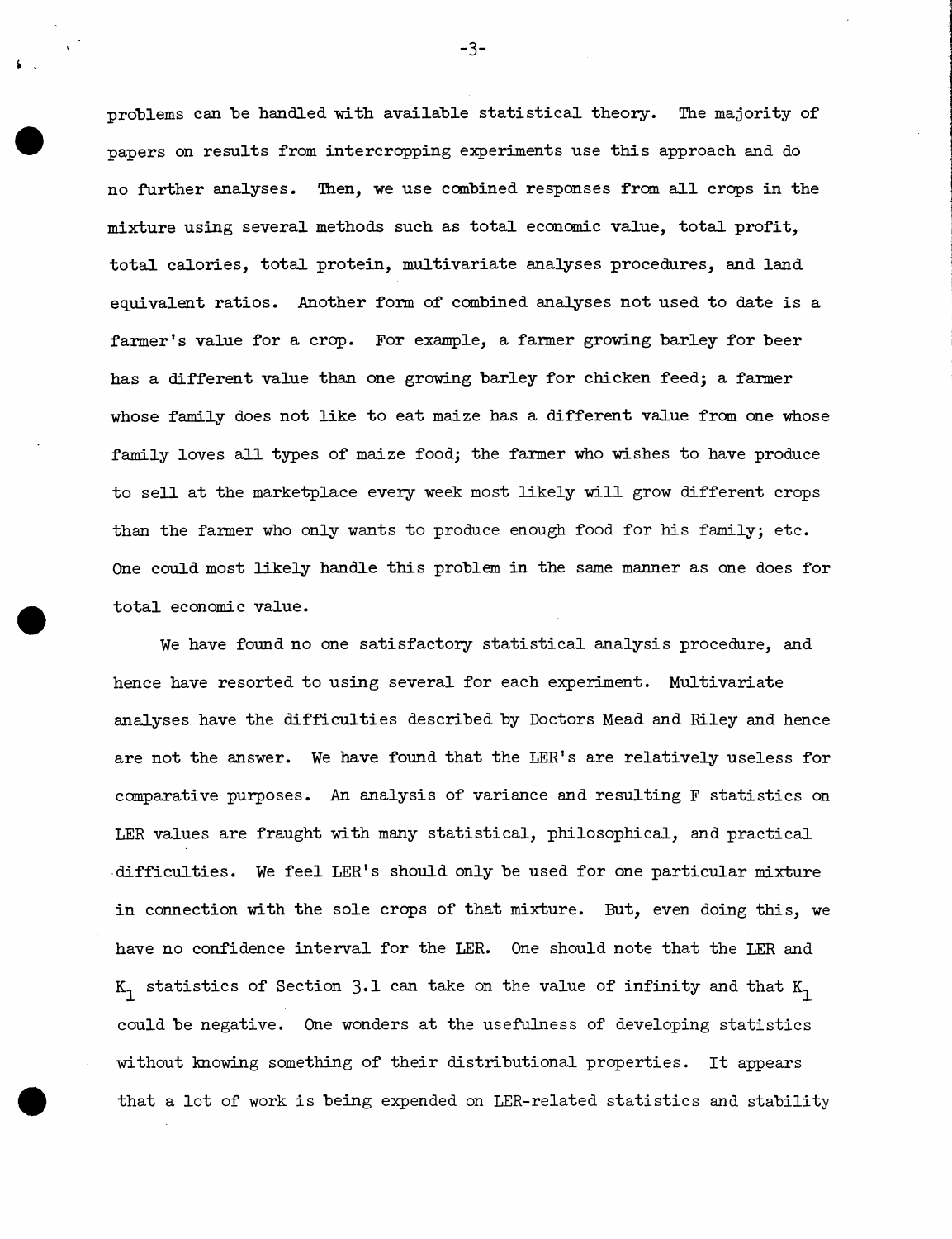problems can be handled with available statistical theory. The majority of papers on results from intercropping experiments use this approach and do no further analyses. Then, we use combined responses from all crops in the mixture using several methods such as total economic value, total profit, total calories, total protein, multivariate analyses procedures, and land equivalent ratios. Another form of combined analyses not used to date is a farmer's value for a crop. For example, a farmer growing barley for beer has a different value than one growing barley for chicken feed; a farmer whose family does not like to eat maize has a different value from one whose family loves all types of maize food; the farmer who wishes to have produce to sell at the marketplace every week most likely will grow different crops than the farmer who only wants to produce enough food for his family; etc. One could most likely handle this problem in the same manner as one does for total economic value.

We have found no one satisfactory statistical analysis procedure, and hence have resorted to using several for each experiment. Multivariate analyses have the difficulties described by Doctors Mead and Riley and hence are not the answer. We have found that the LER's are relatively useless for comparative purposes. An analysis of variance and resulting F statistics on LER values are fraught with many statistical, philosophical, and practical difficulties. We feel LER's should only be used for one particular mixture in connection with the sole crops of that mixture. But, even doing this, we have no confidence interval for the LER. One should note that the LER and $K_1$ statistics of Section 3.1 can take on the value of infinity and that $K_1$ could be negative. One wonders at the usefulness of developing statistics without knowing something of their distributional properties. It appears that a lot of work is being expended on LER-related statistics and stability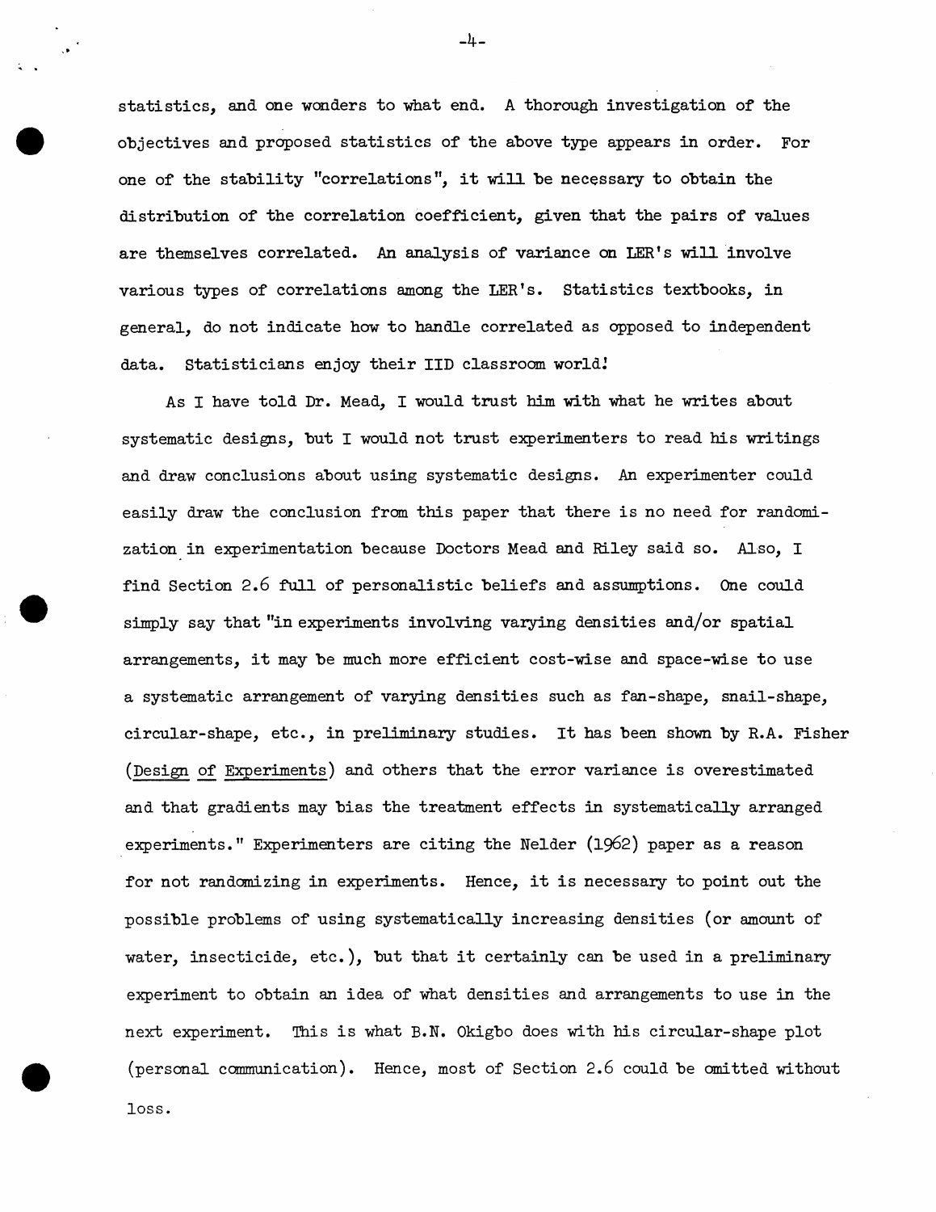statistics, and one wonders to what end. A thorough investigation of the objectives and proposed statistics of the above type appears in order. For one of the stability "correlations", it will be necessary to obtain the distribution of the correlation coefficient, given that the pairs of values are themselves correlated. An analysis of variance on LER's will involve various types of correlations among the LER's. Statistics textbooks, in general, do not indicate how to handle correlated as opposed to independent data. Statisticians enjoy their IID classroom world!

As I have told Dr. Mead, I would trust him with what he writes about systematic designs, but I would not trust experimenters to read his writings and draw conclusions about using systematic designs. An experimenter could easily draw the conclusion from this paper that there is no need for randomization in experimentation because Doctors Mead and Riley said so. Also, I find Section 2.6 full of personalistic beliefs and assumptions. One could simply say that "in experiments involving varying densities and/or spatial arrangements, it may be much more efficient cost-wise and space-wise to use a systematic arrangement of varying densities such as fan-shape, snail-shape, circular-shape, etc., in preliminary studies. It has been shown by R.A. Fisher (Design of Experiments) and others that the error variance is overestimated and that gradients may bias the treatment effects in systematically arranged experiments." Experimenters are citing the Nelder (1962) paper as a reason for not randomizing in experiments. Hence, it is necessary to point out the possible problems of using systematically increasing densities (or amount of water, insecticide, etc.), but that it certainly can be used in a preliminary experiment to obtain an idea of what densities and arrangements to use in the next experiment. This is what B.N. Okigbo does with his circular-shape plot (personal communication). Hence, most of Section 2.6 could be omitted without loss.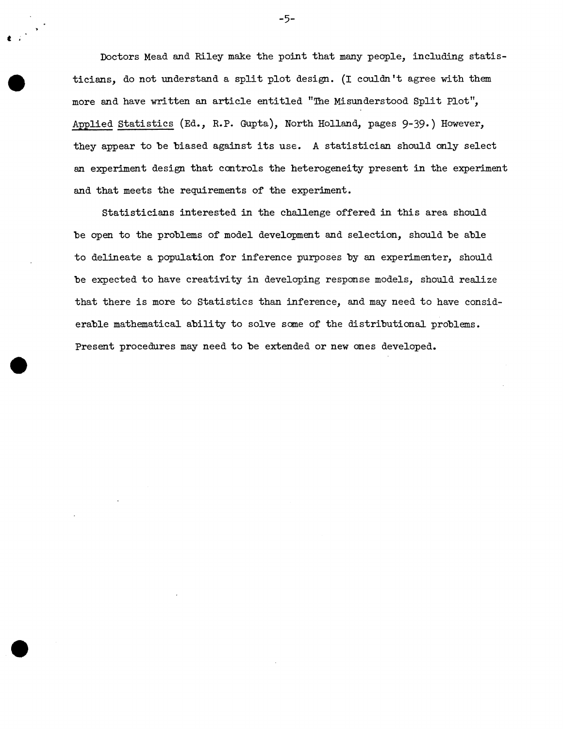Doctors Mead and Riley make the point that many people, including statisticians, do not understand a split plot design. (I couldn't agree with them more and have written an article entitled "The Misunderstood Split Plot", Applied Statistics (Ed., R.P. Gupta), North Holland, pages 9-39.) However, they appear to be biased against its use. A statistician should only select an experiment design that controls the heterogeneity present in the experiment and that meets the requirements of the experiment.

Statisticians interested in the challenge offered in this area should be open to the problems of model development and selection, should be able to delineate a population for inference purposes by an experimenter, should be expected to have creativity in developing response models, should realize that there is more to Statistics than inference, and may need to have considerable mathematical ability to solve some of the distributional problems. Present procedures may need to be extended or new ones developed.